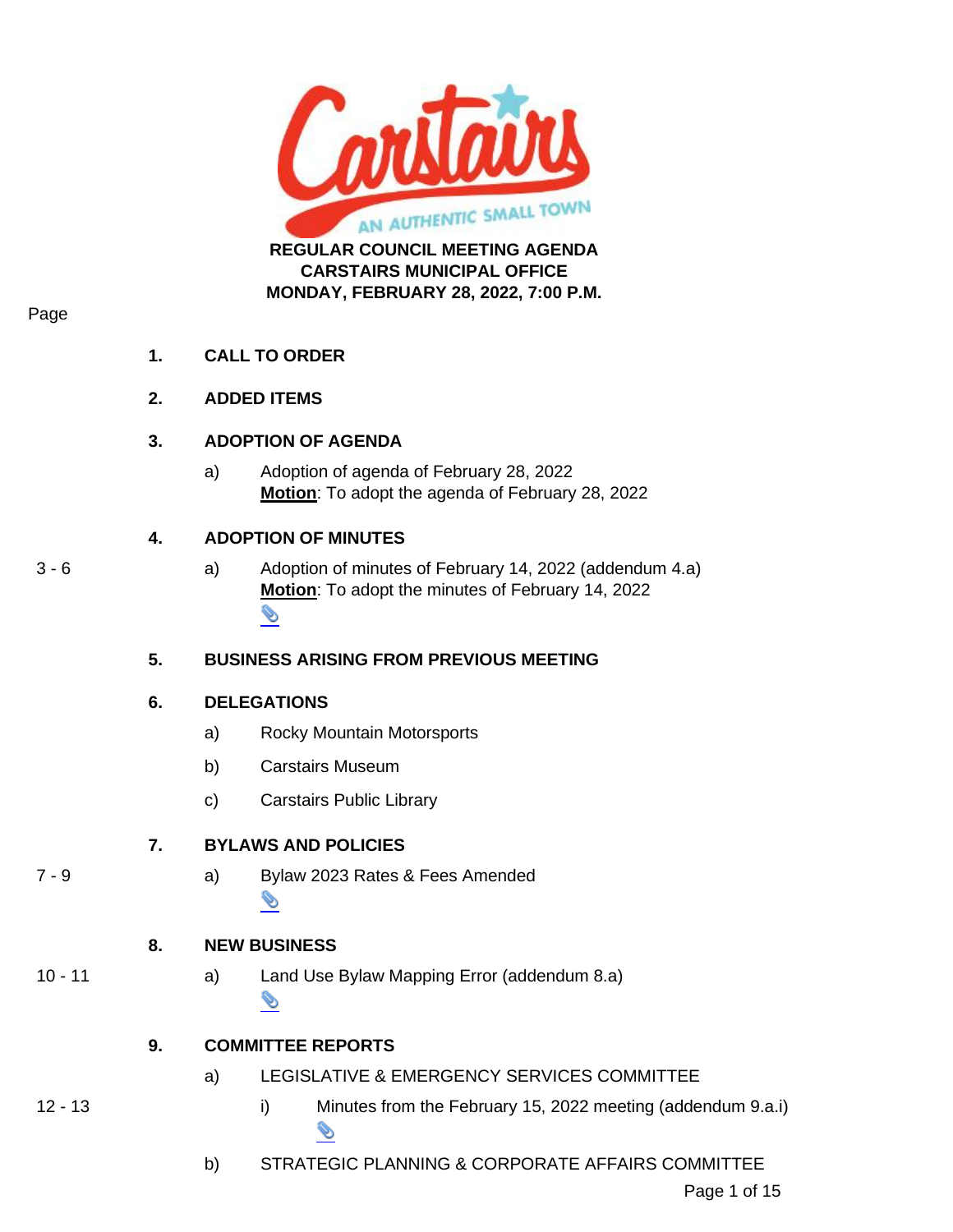**REGULAR COUNCIL MEETING AGENDA**
**CARSTAIRS MUNICIPAL OFFICE**
**MONDAY, FEBRUARY 28, 2022, 7:00 P.M.**

Page

**1. CALL TO ORDER**

**2. ADDED ITEMS**

**3. ADOPTION OF AGENDA**

a) Adoption of agenda of February 28, 2022
**Motion**: To adopt the agenda of February 28, 2022

**4. ADOPTION OF MINUTES**

3 - 6 a) Adoption of minutes of February 14, 2022 (addendum 4.a)
**Motion**: To adopt the minutes of February 14, 2022

**5. BUSINESS ARISING FROM PREVIOUS MEETING**

**6. DELEGATIONS**

a) Rocky Mountain Motorsports

b) Carstairs Museum

c) Carstairs Public Library

**7. BYLAWS AND POLICIES**

7 - 9 a) Bylaw 2023 Rates & Fees Amended

**8. NEW BUSINESS**

10 - 11 a) Land Use Bylaw Mapping Error (addendum 8.a)

**9. COMMITTEE REPORTS**

a) LEGISLATIVE & EMERGENCY SERVICES COMMITTEE

12 - 13 i) Minutes from the February 15, 2022 meeting (addendum 9.a.i)

b) STRATEGIC PLANNING & CORPORATE AFFAIRS COMMITTEE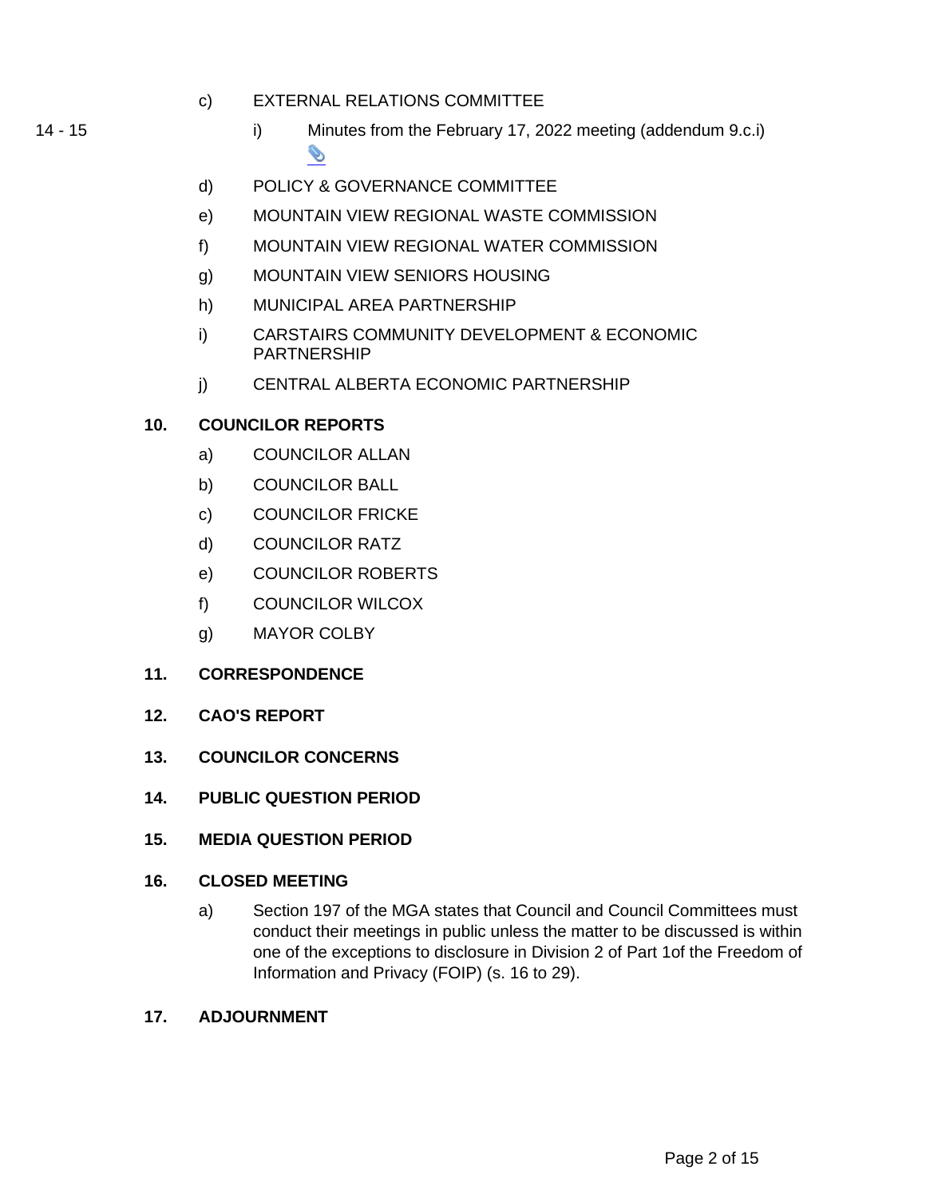c) EXTERNAL RELATIONS COMMITTEE

14 - 15 i) Minutes from the February 17, 2022 meeting (addendum 9.c.i)

d) POLICY & GOVERNANCE COMMITTEE

e) MOUNTAIN VIEW REGIONAL WASTE COMMISSION

f) MOUNTAIN VIEW REGIONAL WATER COMMISSION

g) MOUNTAIN VIEW SENIORS HOUSING

h) MUNICIPAL AREA PARTNERSHIP

i) CARSTAIRS COMMUNITY DEVELOPMENT & ECONOMIC PARTNERSHIP

j) CENTRAL ALBERTA ECONOMIC PARTNERSHIP

**10. COUNCILOR REPORTS**

a) COUNCILOR ALLAN

b) COUNCILOR BALL

c) COUNCILOR FRICKE

d) COUNCILOR RATZ

e) COUNCILOR ROBERTS

f) COUNCILOR WILCOX

g) MAYOR COLBY

**11. CORRESPONDENCE**

**12. CAO'S REPORT**

**13. COUNCILOR CONCERNS**

**14. PUBLIC QUESTION PERIOD**

**15. MEDIA QUESTION PERIOD**

**16. CLOSED MEETING**

a) Section 197 of the MGA states that Council and Council Committees must conduct their meetings in public unless the matter to be discussed is within one of the exceptions to disclosure in Division 2 of Part 1of the Freedom of Information and Privacy (FOIP) (s. 16 to 29).

**17. ADJOURNMENT**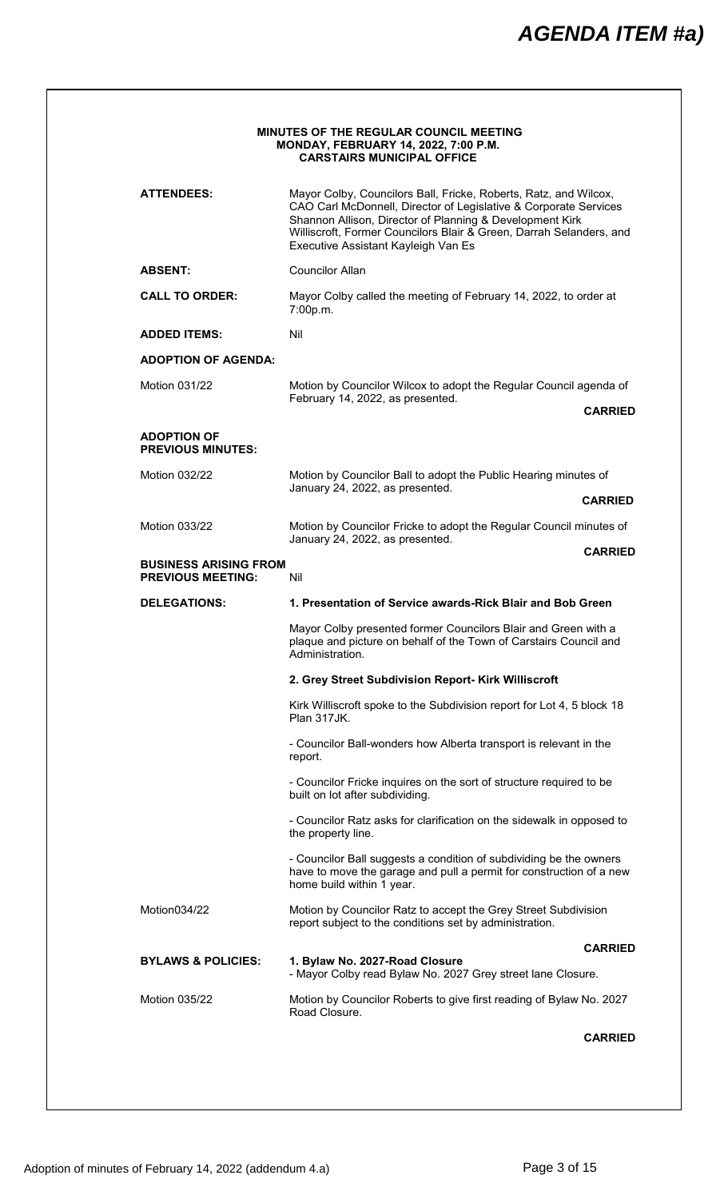# AGENDA ITEM #a)

**MINUTES OF THE REGULAR COUNCIL MEETING**
**MONDAY, FEBRUARY 14, 2022, 7:00 P.M.**
**CARSTAIRS MUNICIPAL OFFICE**

**ATTENDEES:** Mayor Colby, Councilors Ball, Fricke, Roberts, Ratz, and Wilcox, CAO Carl McDonnell, Director of Legislative & Corporate Services Shannon Allison, Director of Planning & Development Kirk Williscroft, Former Councilors Blair & Green, Darrah Selanders, and Executive Assistant Kayleigh Van Es

**ABSENT:** Councilor Allan

**CALL TO ORDER:** Mayor Colby called the meeting of February 14, 2022, to order at 7:00p.m.

**ADDED ITEMS:** Nil

**ADOPTION OF AGENDA:**

Motion 031/22 — Motion by Councilor Wilcox to adopt the Regular Council agenda of February 14, 2022, as presented.

**CARRIED**

**ADOPTION OF PREVIOUS MINUTES:**

Motion 032/22 — Motion by Councilor Ball to adopt the Public Hearing minutes of January 24, 2022, as presented.

**CARRIED**

Motion 033/22 — Motion by Councilor Fricke to adopt the Regular Council minutes of January 24, 2022, as presented.

**CARRIED**

**BUSINESS ARISING FROM PREVIOUS MEETING:** Nil

**DELEGATIONS:**

**1. Presentation of Service awards-Rick Blair and Bob Green**

Mayor Colby presented former Councilors Blair and Green with a plaque and picture on behalf of the Town of Carstairs Council and Administration.

**2. Grey Street Subdivision Report- Kirk Williscroft**

Kirk Williscroft spoke to the Subdivision report for Lot 4, 5 block 18 Plan 317JK.

- Councilor Ball-wonders how Alberta transport is relevant in the report.

- Councilor Fricke inquires on the sort of structure required to be built on lot after subdividing.

- Councilor Ratz asks for clarification on the sidewalk in opposed to the property line.

- Councilor Ball suggests a condition of subdividing be the owners have to move the garage and pull a permit for construction of a new home build within 1 year.

Motion034/22 — Motion by Councilor Ratz to accept the Grey Street Subdivision report subject to the conditions set by administration.

**CARRIED**

**BYLAWS & POLICIES:**

**1. Bylaw No. 2027-Road Closure**
- Mayor Colby read Bylaw No. 2027 Grey street lane Closure.

Motion 035/22 — Motion by Councilor Roberts to give first reading of Bylaw No. 2027 Road Closure.

**CARRIED**

Adoption of minutes of February 14, 2022 (addendum 4.a)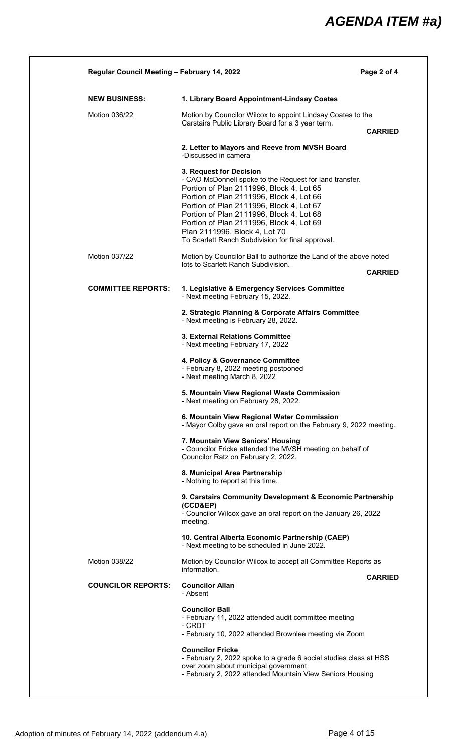# AGENDA ITEM #a)

**Regular Council Meeting – February 14, 2022** **Page 2 of 4**

**NEW BUSINESS:**

**1. Library Board Appointment-Lindsay Coates**

Motion 036/22

Motion by Councilor Wilcox to appoint Lindsay Coates to the Carstairs Public Library Board for a 3 year term.

**CARRIED**

**2. Letter to Mayors and Reeve from MVSH Board**
-Discussed in camera

**3. Request for Decision**
- CAO McDonnell spoke to the Request for land transfer.
Portion of Plan 2111996, Block 4, Lot 65
Portion of Plan 2111996, Block 4, Lot 66
Portion of Plan 2111996, Block 4, Lot 67
Portion of Plan 2111996, Block 4, Lot 68
Portion of Plan 2111996, Block 4, Lot 69
Plan 2111996, Block 4, Lot 70
To Scarlett Ranch Subdivision for final approval.

Motion 037/22

Motion by Councilor Ball to authorize the Land of the above noted lots to Scarlett Ranch Subdivision.

**CARRIED**

**COMMITTEE REPORTS:**

**1. Legislative & Emergency Services Committee**
- Next meeting February 15, 2022.

**2. Strategic Planning & Corporate Affairs Committee**
- Next meeting is February 28, 2022.

**3. External Relations Committee**
- Next meeting February 17, 2022

**4. Policy & Governance Committee**
- February 8, 2022 meeting postponed
- Next meeting March 8, 2022

**5. Mountain View Regional Waste Commission**
- Next meeting on February 28, 2022.

**6. Mountain View Regional Water Commission**
- Mayor Colby gave an oral report on the February 9, 2022 meeting.

**7. Mountain View Seniors' Housing**
- Councilor Fricke attended the MVSH meeting on behalf of Councilor Ratz on February 2, 2022.

**8. Municipal Area Partnership**
- Nothing to report at this time.

**9. Carstairs Community Development & Economic Partnership (CCD&EP)**
- Councilor Wilcox gave an oral report on the January 26, 2022 meeting.

**10. Central Alberta Economic Partnership (CAEP)**
- Next meeting to be scheduled in June 2022.

Motion 038/22

Motion by Councilor Wilcox to accept all Committee Reports as information.

**CARRIED**

**COUNCILOR REPORTS:**

**Councilor Allan**
- Absent

**Councilor Ball**
- February 11, 2022 attended audit committee meeting
- CRDT
- February 10, 2022 attended Brownlee meeting via Zoom

**Councilor Fricke**
- February 2, 2022 spoke to a grade 6 social studies class at HSS over zoom about municipal government
- February 2, 2022 attended Mountain View Seniors Housing

Adoption of minutes of February 14, 2022 (addendum 4.a)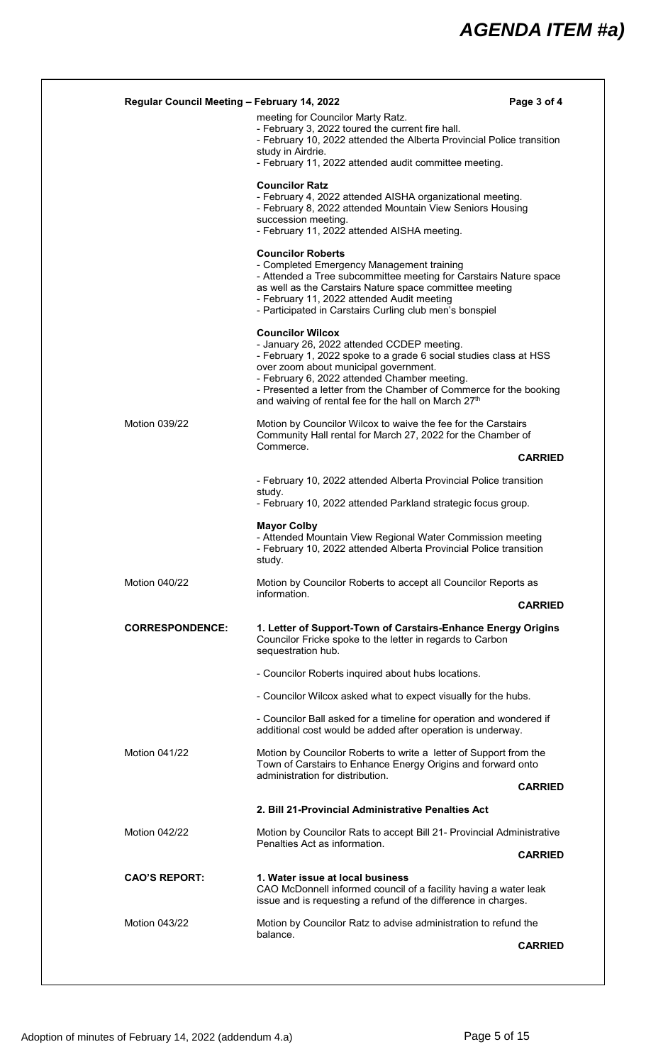# AGENDA ITEM #a)

**Regular Council Meeting – February 14, 2022**

meeting for Councilor Marty Ratz.
- February 3, 2022 toured the current fire hall.
- February 10, 2022 attended the Alberta Provincial Police transition study in Airdrie.
- February 11, 2022 attended audit committee meeting.

**Councilor Ratz**
- February 4, 2022 attended AISHA organizational meeting.
- February 8, 2022 attended Mountain View Seniors Housing succession meeting.
- February 11, 2022 attended AISHA meeting.

**Councilor Roberts**
- Completed Emergency Management training
- Attended a Tree subcommittee meeting for Carstairs Nature space as well as the Carstairs Nature space committee meeting
- February 11, 2022 attended Audit meeting
- Participated in Carstairs Curling club men's bonspiel

**Councilor Wilcox**
- January 26, 2022 attended CCDEP meeting.
- February 1, 2022 spoke to a grade 6 social studies class at HSS over zoom about municipal government.
- February 6, 2022 attended Chamber meeting.
- Presented a letter from the Chamber of Commerce for the booking and waiving of rental fee for the hall on March 27th

Motion 039/22 — Motion by Councilor Wilcox to waive the fee for the Carstairs Community Hall rental for March 27, 2022 for the Chamber of Commerce.

**CARRIED**

- February 10, 2022 attended Alberta Provincial Police transition study.
- February 10, 2022 attended Parkland strategic focus group.

**Mayor Colby**
- Attended Mountain View Regional Water Commission meeting
- February 10, 2022 attended Alberta Provincial Police transition study.

Motion 040/22 — Motion by Councilor Roberts to accept all Councilor Reports as information.

**CARRIED**

**CORRESPONDENCE:**

**1. Letter of Support-Town of Carstairs-Enhance Energy Origins**
Councilor Fricke spoke to the letter in regards to Carbon sequestration hub.

- Councilor Roberts inquired about hubs locations.

- Councilor Wilcox asked what to expect visually for the hubs.

- Councilor Ball asked for a timeline for operation and wondered if additional cost would be added after operation is underway.

Motion 041/22 — Motion by Councilor Roberts to write a letter of Support from the Town of Carstairs to Enhance Energy Origins and forward onto administration for distribution.

**CARRIED**

**2. Bill 21-Provincial Administrative Penalties Act**

Motion 042/22 — Motion by Councilor Rats to accept Bill 21- Provincial Administrative Penalties Act as information.

**CARRIED**

**CAO'S REPORT:**

**1. Water issue at local business**
CAO McDonnell informed council of a facility having a water leak issue and is requesting a refund of the difference in charges.

Motion 043/22 — Motion by Councilor Ratz to advise administration to refund the balance.

**CARRIED**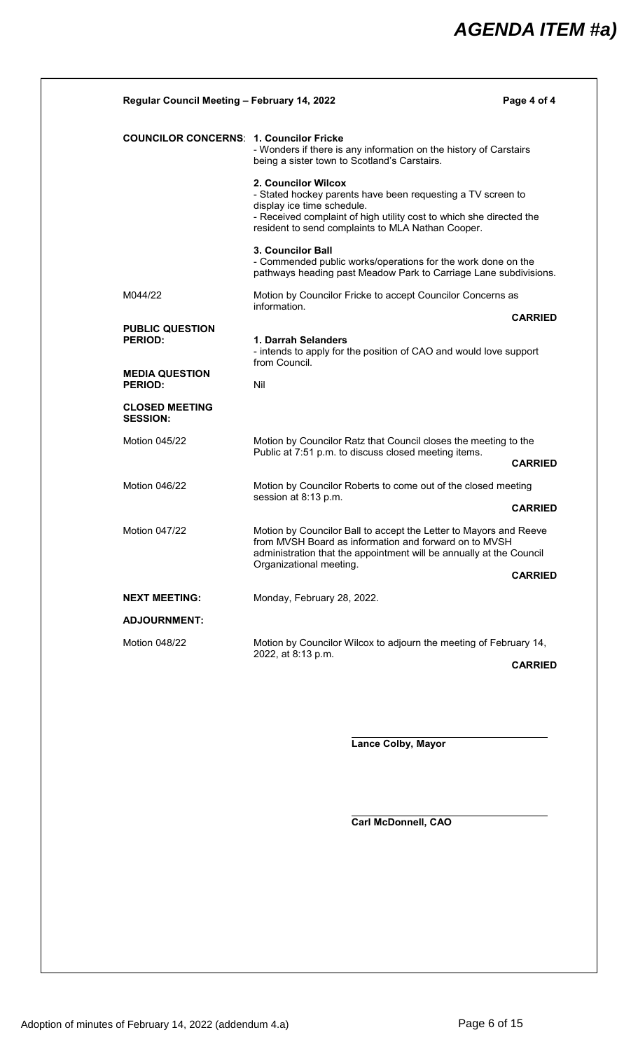# AGENDA ITEM #a)

**Regular Council Meeting – February 14, 2022**

**COUNCILOR CONCERNS:**

**1. Councilor Fricke**
- Wonders if there is any information on the history of Carstairs being a sister town to Scotland's Carstairs.

**2. Councilor Wilcox**
- Stated hockey parents have been requesting a TV screen to display ice time schedule.
- Received complaint of high utility cost to which she directed the resident to send complaints to MLA Nathan Cooper.

**3. Councilor Ball**
- Commended public works/operations for the work done on the pathways heading past Meadow Park to Carriage Lane subdivisions.

M044/22 — Motion by Councilor Fricke to accept Councilor Concerns as information.

**CARRIED**

**PUBLIC QUESTION PERIOD:**

**1. Darrah Selanders**
- intends to apply for the position of CAO and would love support from Council.

**MEDIA QUESTION PERIOD:** Nil

**CLOSED MEETING SESSION:**

Motion 045/22 — Motion by Councilor Ratz that Council closes the meeting to the Public at 7:51 p.m. to discuss closed meeting items.

**CARRIED**

Motion 046/22 — Motion by Councilor Roberts to come out of the closed meeting session at 8:13 p.m.

**CARRIED**

Motion 047/22 — Motion by Councilor Ball to accept the Letter to Mayors and Reeve from MVSH Board as information and forward on to MVSH administration that the appointment will be annually at the Council Organizational meeting.

**CARRIED**

**NEXT MEETING:** Monday, February 28, 2022.

**ADJOURNMENT:**

Motion 048/22 — Motion by Councilor Wilcox to adjourn the meeting of February 14, 2022, at 8:13 p.m.

**CARRIED**

______________________________

**Lance Colby, Mayor**

______________________________

**Carl McDonnell, CAO**

Adoption of minutes of February 14, 2022 (addendum 4.a)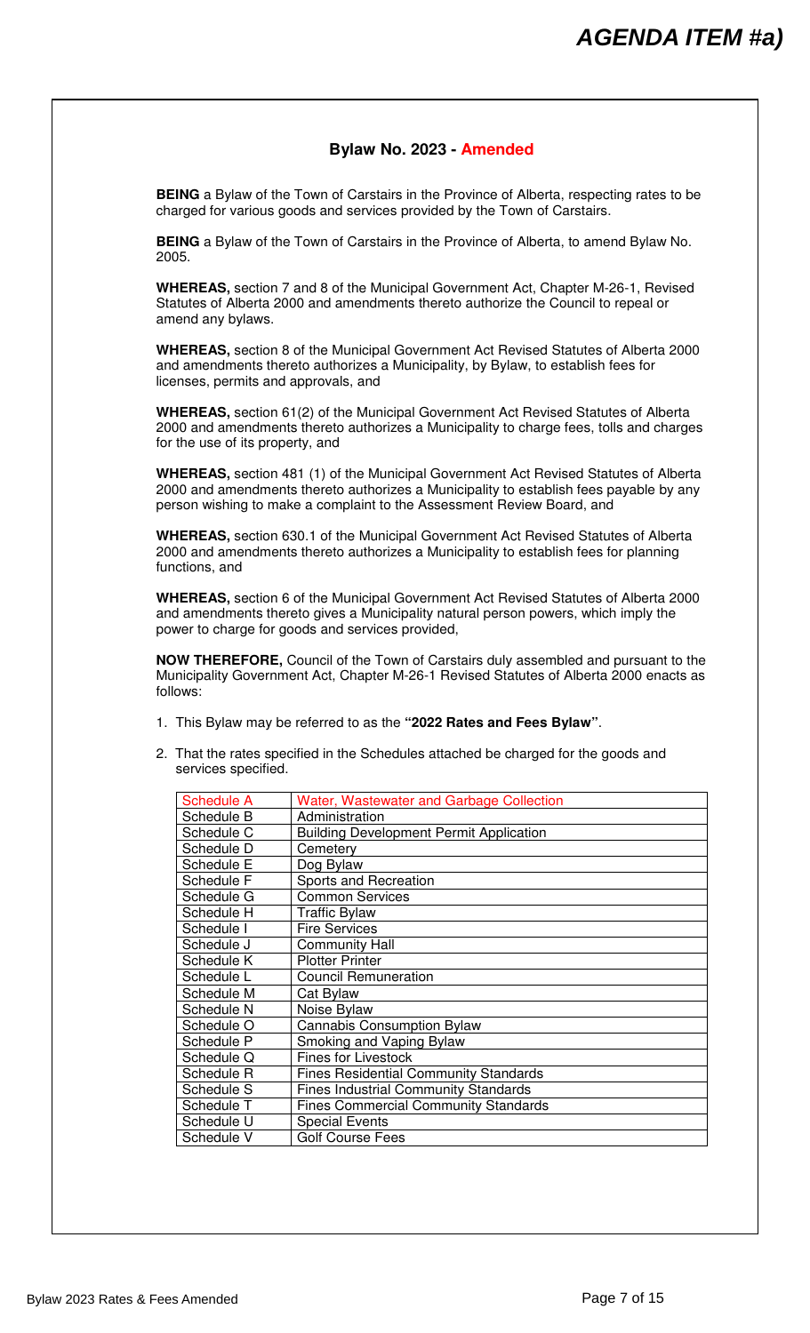# AGENDA ITEM #a)

## Bylaw No. 2023 - Amended

**BEING** a Bylaw of the Town of Carstairs in the Province of Alberta, respecting rates to be charged for various goods and services provided by the Town of Carstairs.

**BEING** a Bylaw of the Town of Carstairs in the Province of Alberta, to amend Bylaw No. 2005.

**WHEREAS,** section 7 and 8 of the Municipal Government Act, Chapter M-26-1, Revised Statutes of Alberta 2000 and amendments thereto authorize the Council to repeal or amend any bylaws.

**WHEREAS,** section 8 of the Municipal Government Act Revised Statutes of Alberta 2000 and amendments thereto authorizes a Municipality, by Bylaw, to establish fees for licenses, permits and approvals, and

**WHEREAS,** section 61(2) of the Municipal Government Act Revised Statutes of Alberta 2000 and amendments thereto authorizes a Municipality to charge fees, tolls and charges for the use of its property, and

**WHEREAS,** section 481 (1) of the Municipal Government Act Revised Statutes of Alberta 2000 and amendments thereto authorizes a Municipality to establish fees payable by any person wishing to make a complaint to the Assessment Review Board, and

**WHEREAS,** section 630.1 of the Municipal Government Act Revised Statutes of Alberta 2000 and amendments thereto authorizes a Municipality to establish fees for planning functions, and

**WHEREAS,** section 6 of the Municipal Government Act Revised Statutes of Alberta 2000 and amendments thereto gives a Municipality natural person powers, which imply the power to charge for goods and services provided,

**NOW THEREFORE,** Council of the Town of Carstairs duly assembled and pursuant to the Municipality Government Act, Chapter M-26-1 Revised Statutes of Alberta 2000 enacts as follows:

1. This Bylaw may be referred to as the **"2022 Rates and Fees Bylaw"**.
2. That the rates specified in the Schedules attached be charged for the goods and services specified.

| Schedule | Description |
|---|---|
| Schedule A | Water, Wastewater and Garbage Collection |
| Schedule B | Administration |
| Schedule C | Building Development Permit Application |
| Schedule D | Cemetery |
| Schedule E | Dog Bylaw |
| Schedule F | Sports and Recreation |
| Schedule G | Common Services |
| Schedule H | Traffic Bylaw |
| Schedule I | Fire Services |
| Schedule J | Community Hall |
| Schedule K | Plotter Printer |
| Schedule L | Council Remuneration |
| Schedule M | Cat Bylaw |
| Schedule N | Noise Bylaw |
| Schedule O | Cannabis Consumption Bylaw |
| Schedule P | Smoking and Vaping Bylaw |
| Schedule Q | Fines for Livestock |
| Schedule R | Fines Residential Community Standards |
| Schedule S | Fines Industrial Community Standards |
| Schedule T | Fines Commercial Community Standards |
| Schedule U | Special Events |
| Schedule V | Golf Course Fees |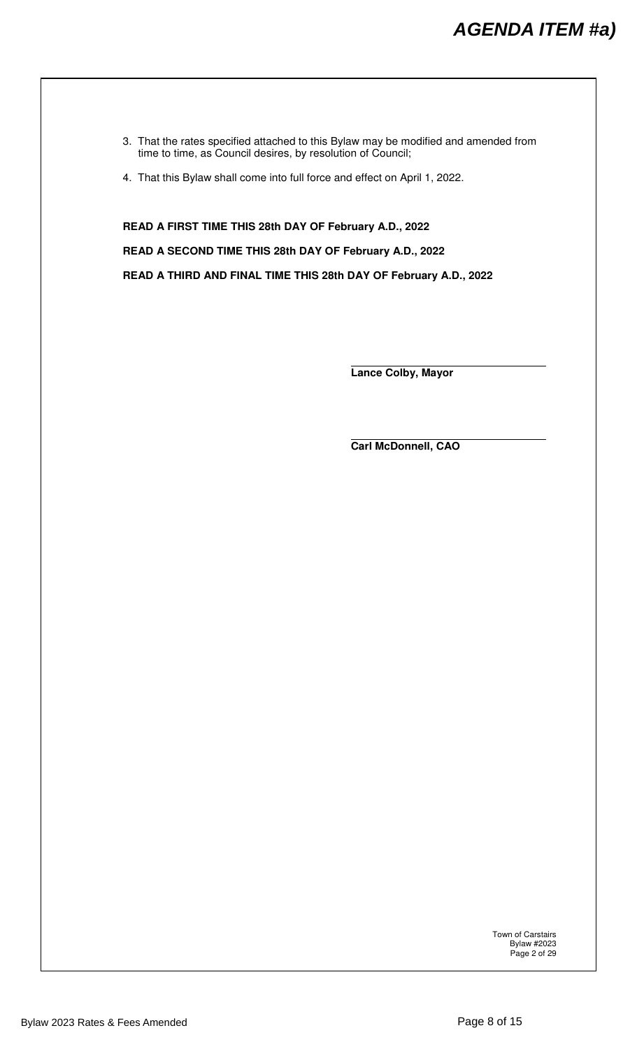3. That the rates specified attached to this Bylaw may be modified and amended from time to time, as Council desires, by resolution of Council;
4. That this Bylaw shall come into full force and effect on April 1, 2022.

**READ A FIRST TIME THIS 28th DAY OF February A.D., 2022**

**READ A SECOND TIME THIS 28th DAY OF February A.D., 2022**

**READ A THIRD AND FINAL TIME THIS 28th DAY OF February A.D., 2022**

**Lance Colby, Mayor**

**Carl McDonnell, CAO**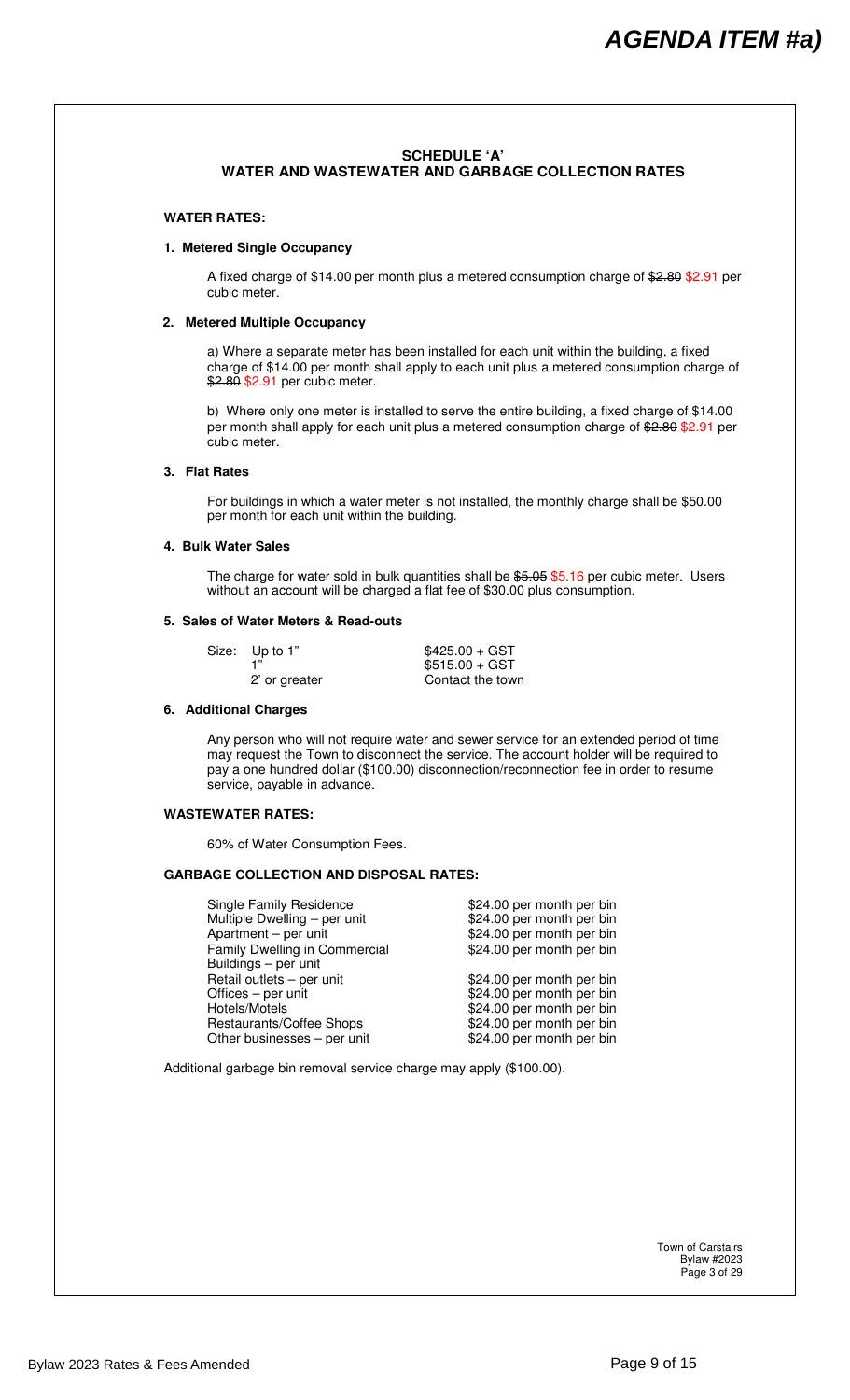## SCHEDULE 'A'
## WATER AND WASTEWATER AND GARBAGE COLLECTION RATES

### WATER RATES:

**1. Metered Single Occupancy**

A fixed charge of $14.00 per month plus a metered consumption charge of ~~$2.80~~ $2.91 per cubic meter.

**2. Metered Multiple Occupancy**

a) Where a separate meter has been installed for each unit within the building, a fixed charge of $14.00 per month shall apply to each unit plus a metered consumption charge of ~~$2.80~~ $2.91 per cubic meter.

b) Where only one meter is installed to serve the entire building, a fixed charge of $14.00 per month shall apply for each unit plus a metered consumption charge of ~~$2.80~~ $2.91 per cubic meter.

**3. Flat Rates**

For buildings in which a water meter is not installed, the monthly charge shall be $50.00 per month for each unit within the building.

**4. Bulk Water Sales**

The charge for water sold in bulk quantities shall be ~~$5.05~~ $5.16 per cubic meter. Users without an account will be charged a flat fee of $30.00 plus consumption.

**5. Sales of Water Meters & Read-outs**

| Size: | |
|---|---|
| Up to 1" | $425.00 + GST |
| 1" | $515.00 + GST |
| 2' or greater | Contact the town |

**6. Additional Charges**

Any person who will not require water and sewer service for an extended period of time may request the Town to disconnect the service. The account holder will be required to pay a one hundred dollar ($100.00) disconnection/reconnection fee in order to resume service, payable in advance.

### WASTEWATER RATES:

60% of Water Consumption Fees.

### GARBAGE COLLECTION AND DISPOSAL RATES:

| | |
|---|---|
| Single Family Residence | $24.00 per month per bin |
| Multiple Dwelling – per unit | $24.00 per month per bin |
| Apartment – per unit | $24.00 per month per bin |
| Family Dwelling in Commercial Buildings – per unit | $24.00 per month per bin |
| Retail outlets – per unit | $24.00 per month per bin |
| Offices – per unit | $24.00 per month per bin |
| Hotels/Motels | $24.00 per month per bin |
| Restaurants/Coffee Shops | $24.00 per month per bin |
| Other businesses – per unit | $24.00 per month per bin |

Additional garbage bin removal service charge may apply ($100.00).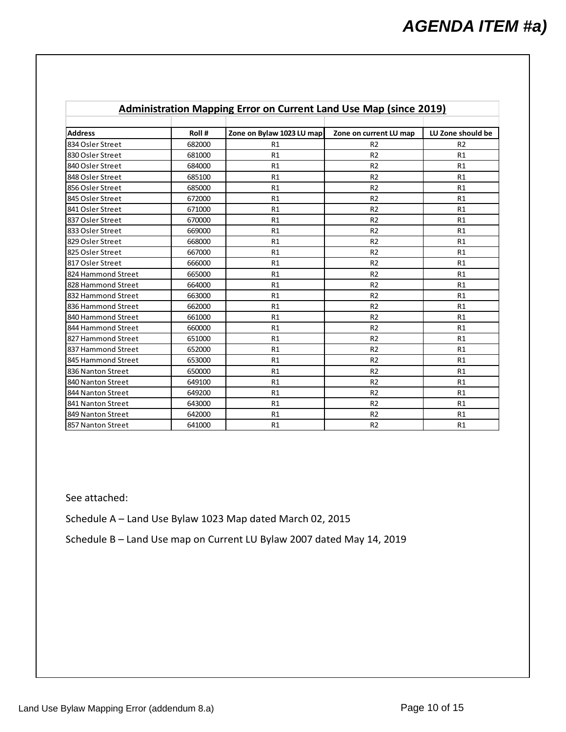# AGENDA ITEM #a)

## Administration Mapping Error on Current Land Use Map (since 2019)

| Address | Roll # | Zone on Bylaw 1023 LU map | Zone on current LU map | LU Zone should be |
|---|---|---|---|---|
| 834 Osler Street | 682000 | R1 | R2 | R2 |
| 830 Osler Street | 681000 | R1 | R2 | R1 |
| 840 Osler Street | 684000 | R1 | R2 | R1 |
| 848 Osler Street | 685100 | R1 | R2 | R1 |
| 856 Osler Street | 685000 | R1 | R2 | R1 |
| 845 Osler Street | 672000 | R1 | R2 | R1 |
| 841 Osler Street | 671000 | R1 | R2 | R1 |
| 837 Osler Street | 670000 | R1 | R2 | R1 |
| 833 Osler Street | 669000 | R1 | R2 | R1 |
| 829 Osler Street | 668000 | R1 | R2 | R1 |
| 825 Osler Street | 667000 | R1 | R2 | R1 |
| 817 Osler Street | 666000 | R1 | R2 | R1 |
| 824 Hammond Street | 665000 | R1 | R2 | R1 |
| 828 Hammond Street | 664000 | R1 | R2 | R1 |
| 832 Hammond Street | 663000 | R1 | R2 | R1 |
| 836 Hammond Street | 662000 | R1 | R2 | R1 |
| 840 Hammond Street | 661000 | R1 | R2 | R1 |
| 844 Hammond Street | 660000 | R1 | R2 | R1 |
| 827 Hammond Street | 651000 | R1 | R2 | R1 |
| 837 Hammond Street | 652000 | R1 | R2 | R1 |
| 845 Hammond Street | 653000 | R1 | R2 | R1 |
| 836 Nanton Street | 650000 | R1 | R2 | R1 |
| 840 Nanton Street | 649100 | R1 | R2 | R1 |
| 844 Nanton Street | 649200 | R1 | R2 | R1 |
| 841 Nanton Street | 643000 | R1 | R2 | R1 |
| 849 Nanton Street | 642000 | R1 | R2 | R1 |
| 857 Nanton Street | 641000 | R1 | R2 | R1 |

See attached:

Schedule A – Land Use Bylaw 1023 Map dated March 02, 2015

Schedule B – Land Use map on Current LU Bylaw 2007 dated May 14, 2019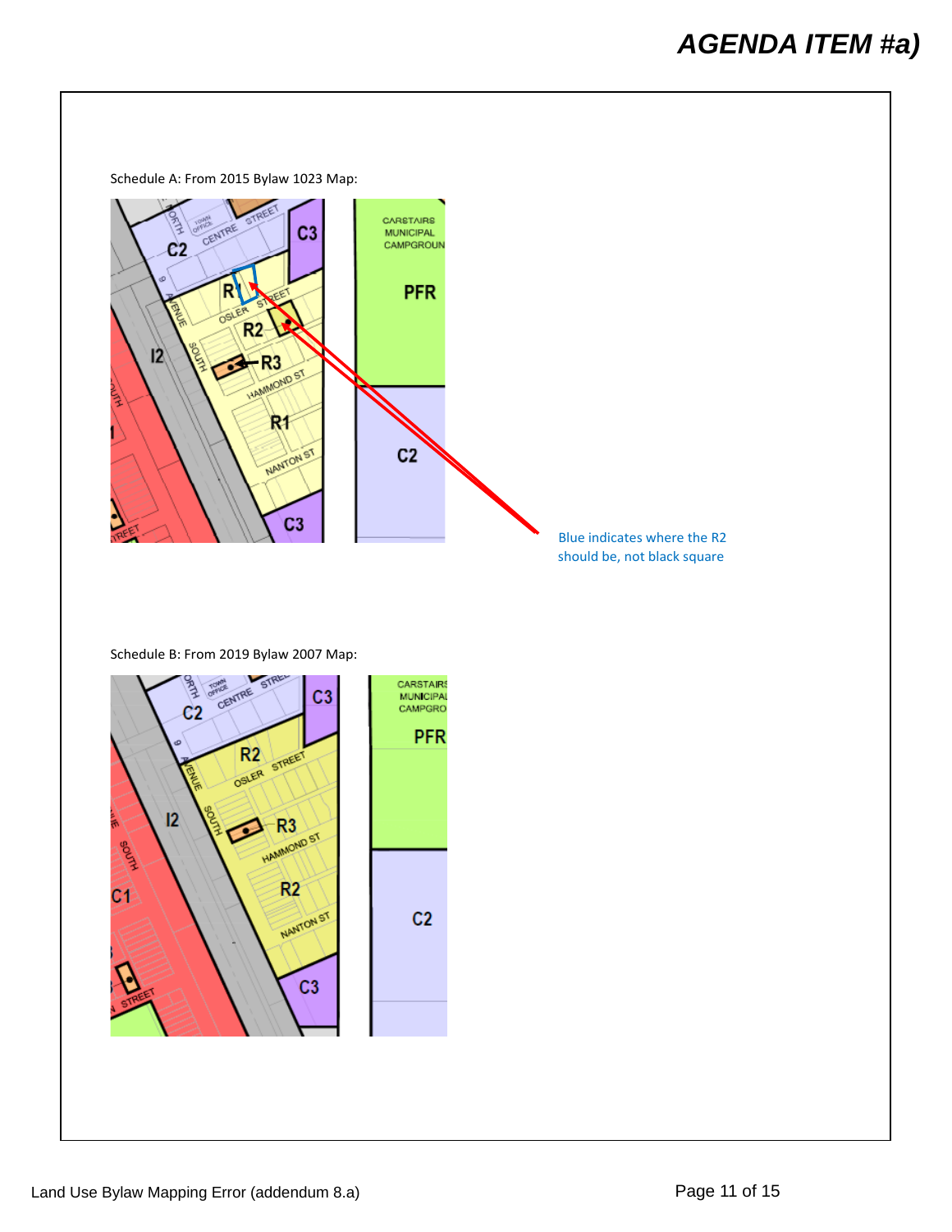# AGENDA ITEM #a)

Schedule A: From 2015 Bylaw 1023 Map:

Blue indicates where the R2 should be, not black square

Schedule B: From 2019 Bylaw 2007 Map: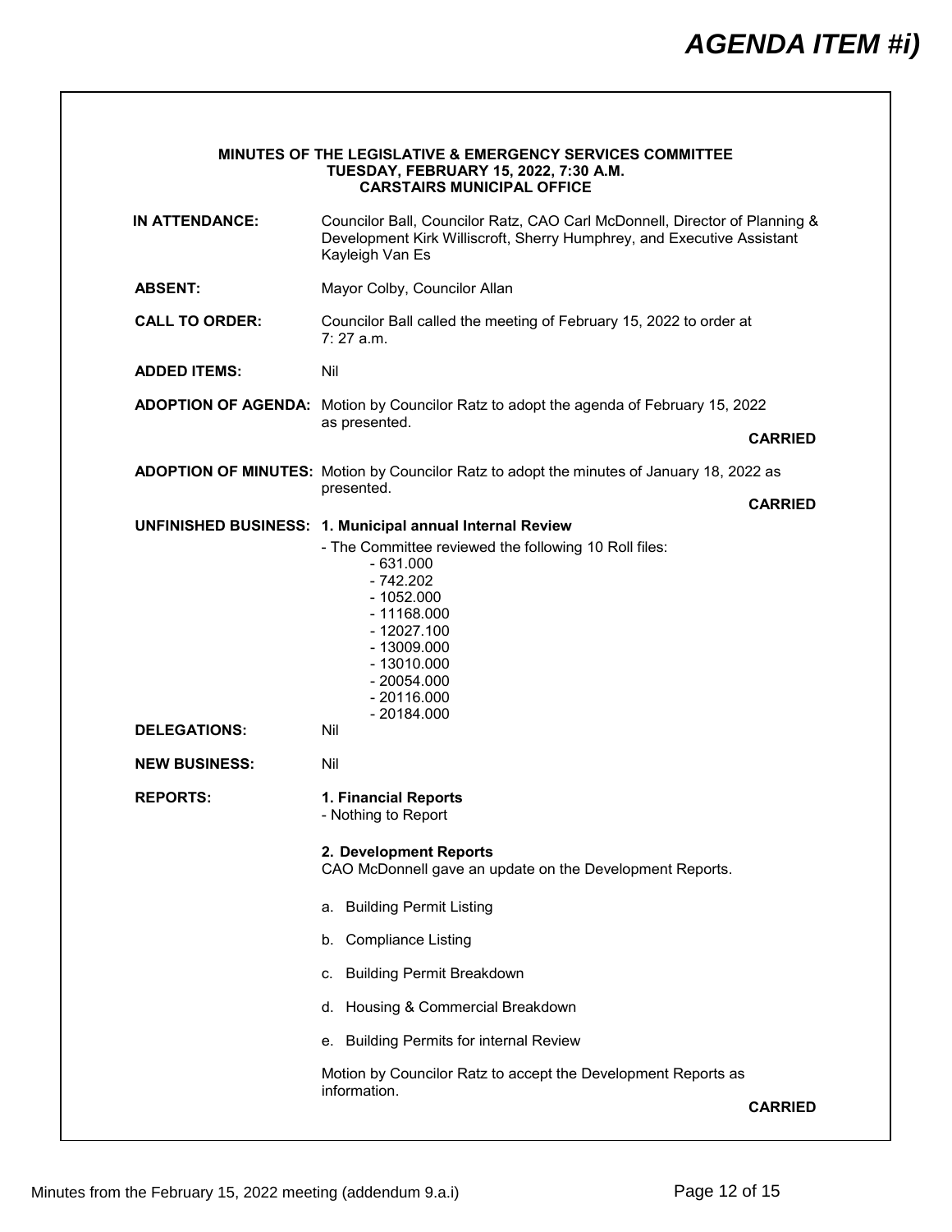# AGENDA ITEM #i)

**MINUTES OF THE LEGISLATIVE & EMERGENCY SERVICES COMMITTEE**
**TUESDAY, FEBRUARY 15, 2022, 7:30 A.M.**
**CARSTAIRS MUNICIPAL OFFICE**

**IN ATTENDANCE:** Councilor Ball, Councilor Ratz, CAO Carl McDonnell, Director of Planning & Development Kirk Williscroft, Sherry Humphrey, and Executive Assistant Kayleigh Van Es

**ABSENT:** Mayor Colby, Councilor Allan

**CALL TO ORDER:** Councilor Ball called the meeting of February 15, 2022 to order at 7: 27 a.m.

**ADDED ITEMS:** Nil

**ADOPTION OF AGENDA:** Motion by Councilor Ratz to adopt the agenda of February 15, 2022 as presented.

**CARRIED**

**ADOPTION OF MINUTES:** Motion by Councilor Ratz to adopt the minutes of January 18, 2022 as presented.

**CARRIED**

**UNFINISHED BUSINESS:** **1. Municipal annual Internal Review**

- The Committee reviewed the following 10 Roll files:
  - 631.000
  - 742.202
  - 1052.000
  - 11168.000
  - 12027.100
  - 13009.000
  - 13010.000
  - 20054.000
  - 20116.000
  - 20184.000

**DELEGATIONS:** Nil

**NEW BUSINESS:** Nil

**REPORTS:** **1. Financial Reports**
- Nothing to Report

**2. Development Reports**
CAO McDonnell gave an update on the Development Reports.

a. Building Permit Listing

b. Compliance Listing

c. Building Permit Breakdown

d. Housing & Commercial Breakdown

e. Building Permits for internal Review

Motion by Councilor Ratz to accept the Development Reports as information.

**CARRIED**

Minutes from the February 15, 2022 meeting (addendum 9.a.i)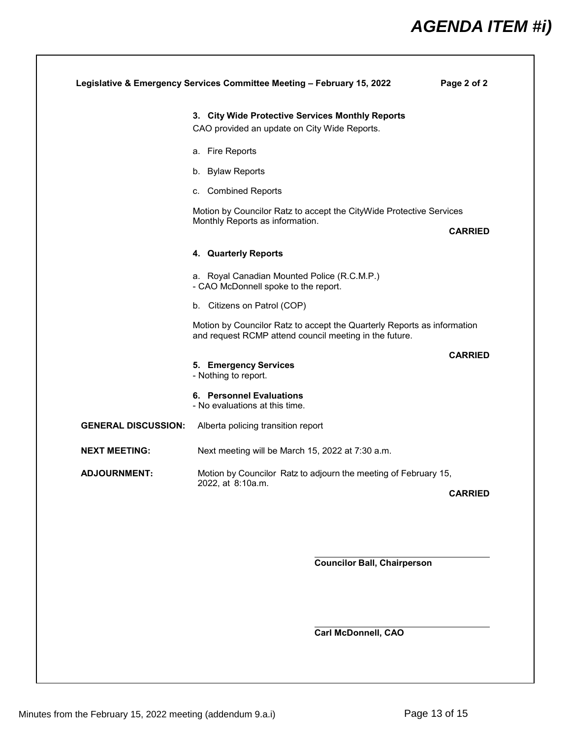# AGENDA ITEM #i)

**Legislative & Emergency Services Committee Meeting – February 15, 2022**

**3. City Wide Protective Services Monthly Reports**

CAO provided an update on City Wide Reports.

a. Fire Reports

b. Bylaw Reports

c. Combined Reports

Motion by Councilor Ratz to accept the CityWide Protective Services Monthly Reports as information.

**CARRIED**

**4. Quarterly Reports**

a. Royal Canadian Mounted Police (R.C.M.P.)
- CAO McDonnell spoke to the report.

b. Citizens on Patrol (COP)

Motion by Councilor Ratz to accept the Quarterly Reports as information and request RCMP attend council meeting in the future.

**CARRIED**

**5. Emergency Services**
- Nothing to report.

**6. Personnel Evaluations**
- No evaluations at this time.

**GENERAL DISCUSSION:** Alberta policing transition report

**NEXT MEETING:** Next meeting will be March 15, 2022 at 7:30 a.m.

**ADJOURNMENT:** Motion by Councilor Ratz to adjourn the meeting of February 15, 2022, at 8:10a.m.

**CARRIED**

______________________________

**Councilor Ball, Chairperson**

______________________________

**Carl McDonnell, CAO**

Minutes from the February 15, 2022 meeting (addendum 9.a.i)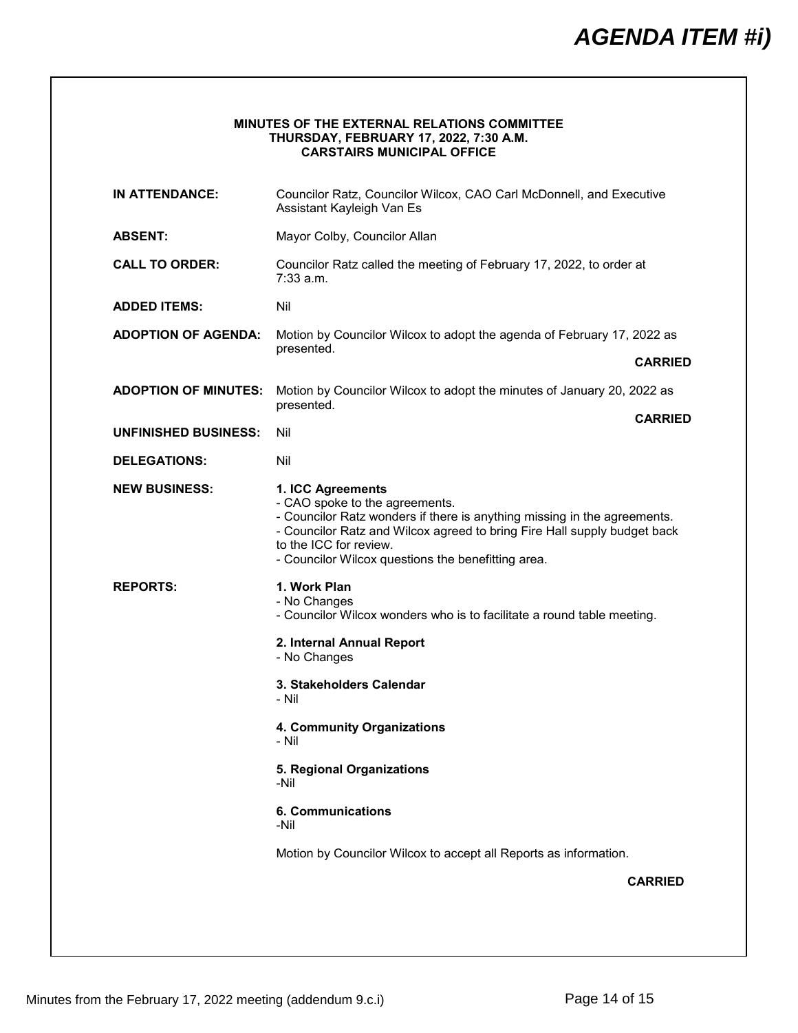# *AGENDA ITEM #i)*

**MINUTES OF THE EXTERNAL RELATIONS COMMITTEE**
**THURSDAY, FEBRUARY 17, 2022, 7:30 A.M.**
**CARSTAIRS MUNICIPAL OFFICE**

**IN ATTENDANCE:** Councilor Ratz, Councilor Wilcox, CAO Carl McDonnell, and Executive Assistant Kayleigh Van Es

**ABSENT:** Mayor Colby, Councilor Allan

**CALL TO ORDER:** Councilor Ratz called the meeting of February 17, 2022, to order at 7:33 a.m.

**ADDED ITEMS:** Nil

**ADOPTION OF AGENDA:** Motion by Councilor Wilcox to adopt the agenda of February 17, 2022 as presented.

**CARRIED**

**ADOPTION OF MINUTES:** Motion by Councilor Wilcox to adopt the minutes of January 20, 2022 as presented.

**CARRIED**

**UNFINISHED BUSINESS:** Nil

**DELEGATIONS:** Nil

**NEW BUSINESS:**

**1. ICC Agreements**
- CAO spoke to the agreements.
- Councilor Ratz wonders if there is anything missing in the agreements.
- Councilor Ratz and Wilcox agreed to bring Fire Hall supply budget back to the ICC for review.
- Councilor Wilcox questions the benefitting area.

**REPORTS:**

**1. Work Plan**
- No Changes
- Councilor Wilcox wonders who is to facilitate a round table meeting.

**2. Internal Annual Report**
- No Changes

**3. Stakeholders Calendar**
- Nil

**4. Community Organizations**
- Nil

**5. Regional Organizations**
-Nil

**6. Communications**
-Nil

Motion by Councilor Wilcox to accept all Reports as information.

**CARRIED**

Minutes from the February 17, 2022 meeting (addendum 9.c.i)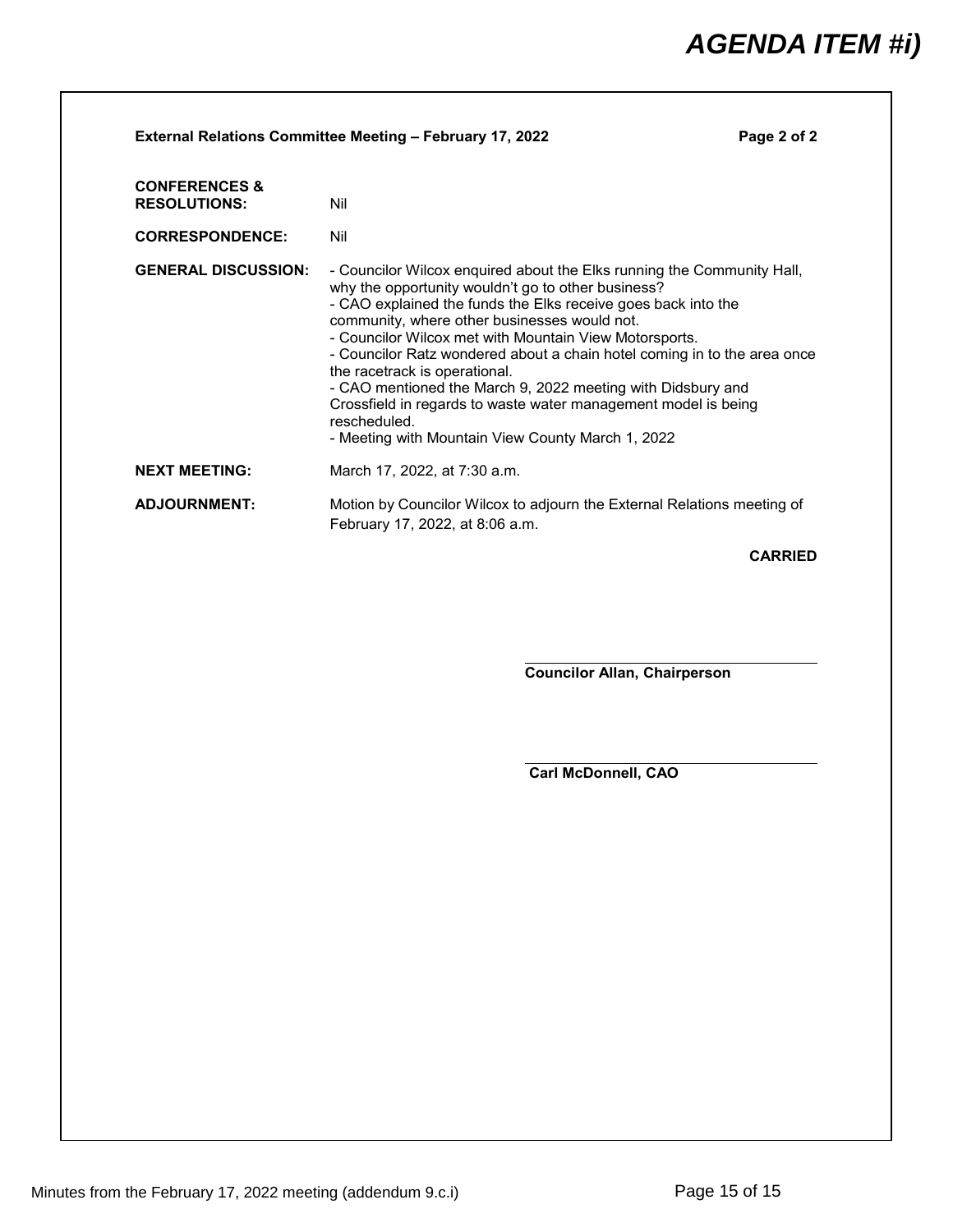# AGENDA ITEM #i)

**External Relations Committee Meeting – February 17, 2022**

**CONFERENCES & RESOLUTIONS:** Nil

**CORRESPONDENCE:** Nil

**GENERAL DISCUSSION:**
- Councilor Wilcox enquired about the Elks running the Community Hall, why the opportunity wouldn't go to other business?
- CAO explained the funds the Elks receive goes back into the community, where other businesses would not.
- Councilor Wilcox met with Mountain View Motorsports.
- Councilor Ratz wondered about a chain hotel coming in to the area once the racetrack is operational.
- CAO mentioned the March 9, 2022 meeting with Didsbury and Crossfield in regards to waste water management model is being rescheduled.
- Meeting with Mountain View County March 1, 2022

**NEXT MEETING:** March 17, 2022, at 7:30 a.m.

**ADJOURNMENT:** Motion by Councilor Wilcox to adjourn the External Relations meeting of February 17, 2022, at 8:06 a.m.

**CARRIED**

**Councilor Allan, Chairperson**

**Carl McDonnell, CAO**

Minutes from the February 17, 2022 meeting (addendum 9.c.i)